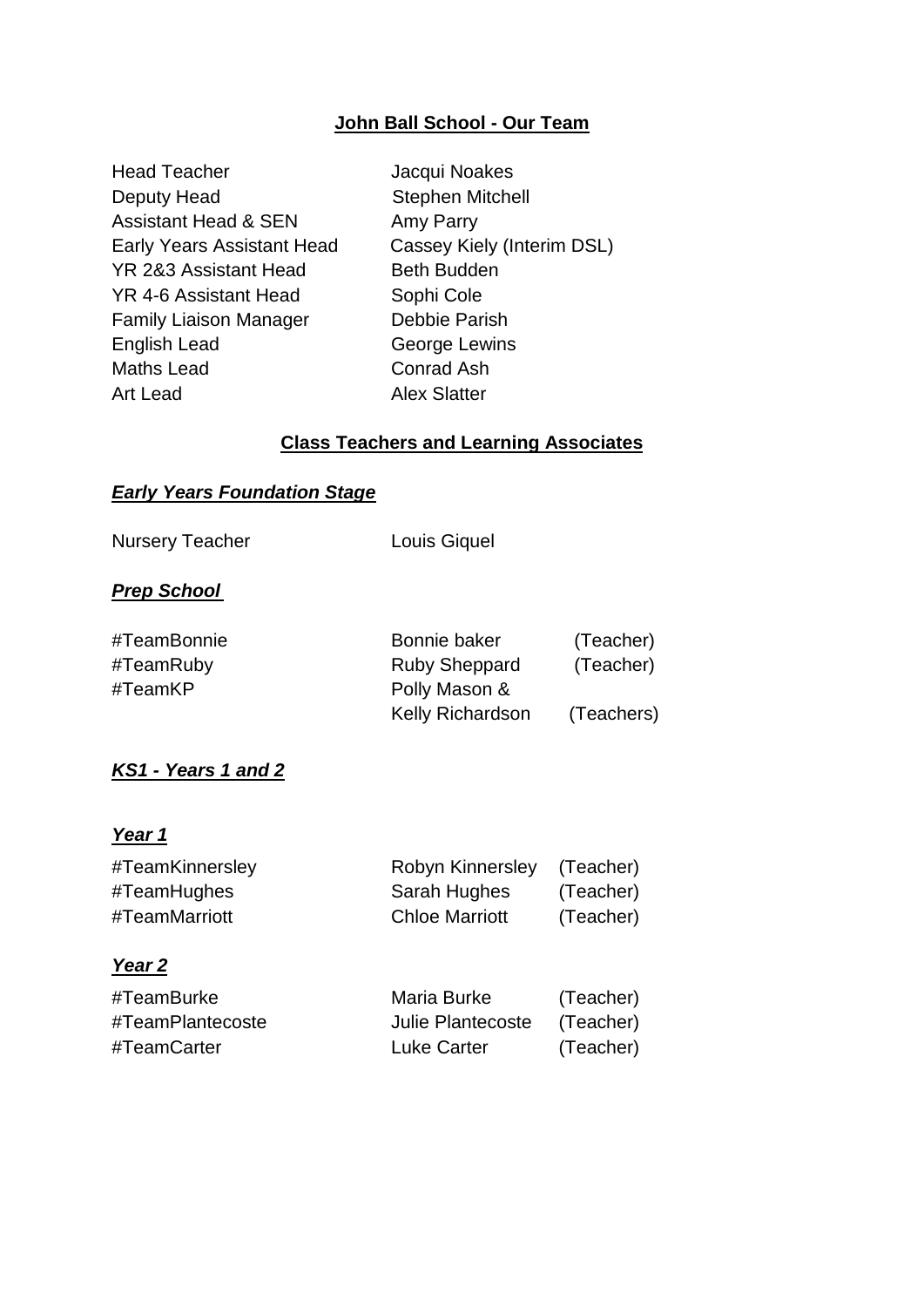## **John Ball School - Our Team**

| | |
|---|---|
| Head Teacher | Jacqui Noakes |
| Deputy Head | Stephen Mitchell |
| Assistant Head & SEN | Amy Parry |
| Early Years Assistant Head | Cassey Kiely (Interim DSL) |
| YR 2&3 Assistant Head | Beth Budden |
| YR 4-6 Assistant Head | Sophi Cole |
| Family Liaison Manager | Debbie Parish |
| English Lead | George Lewins |
| Maths Lead | Conrad Ash |
| Art Lead | Alex Slatter |

## **Class Teachers and Learning Associates**

### ***Early Years Foundation Stage***

| | |
|---|---|
| Nursery Teacher | Louis Giquel |

### ***Prep School***

| | | |
|---|---|---|
| #TeamBonnie | Bonnie baker | (Teacher) |
| #TeamRuby | Ruby Sheppard | (Teacher) |
| #TeamKP | Polly Mason & Kelly Richardson | (Teachers) |

### ***KS1 - Years 1 and 2***

#### ***Year 1***

| | | |
|---|---|---|
| #TeamKinnersley | Robyn Kinnersley | (Teacher) |
| #TeamHughes | Sarah Hughes | (Teacher) |
| #TeamMarriott | Chloe Marriott | (Teacher) |

#### ***Year 2***

| | | |
|---|---|---|
| #TeamBurke | Maria Burke | (Teacher) |
| #TeamPlantecoste | Julie Plantecoste | (Teacher) |
| #TeamCarter | Luke Carter | (Teacher) |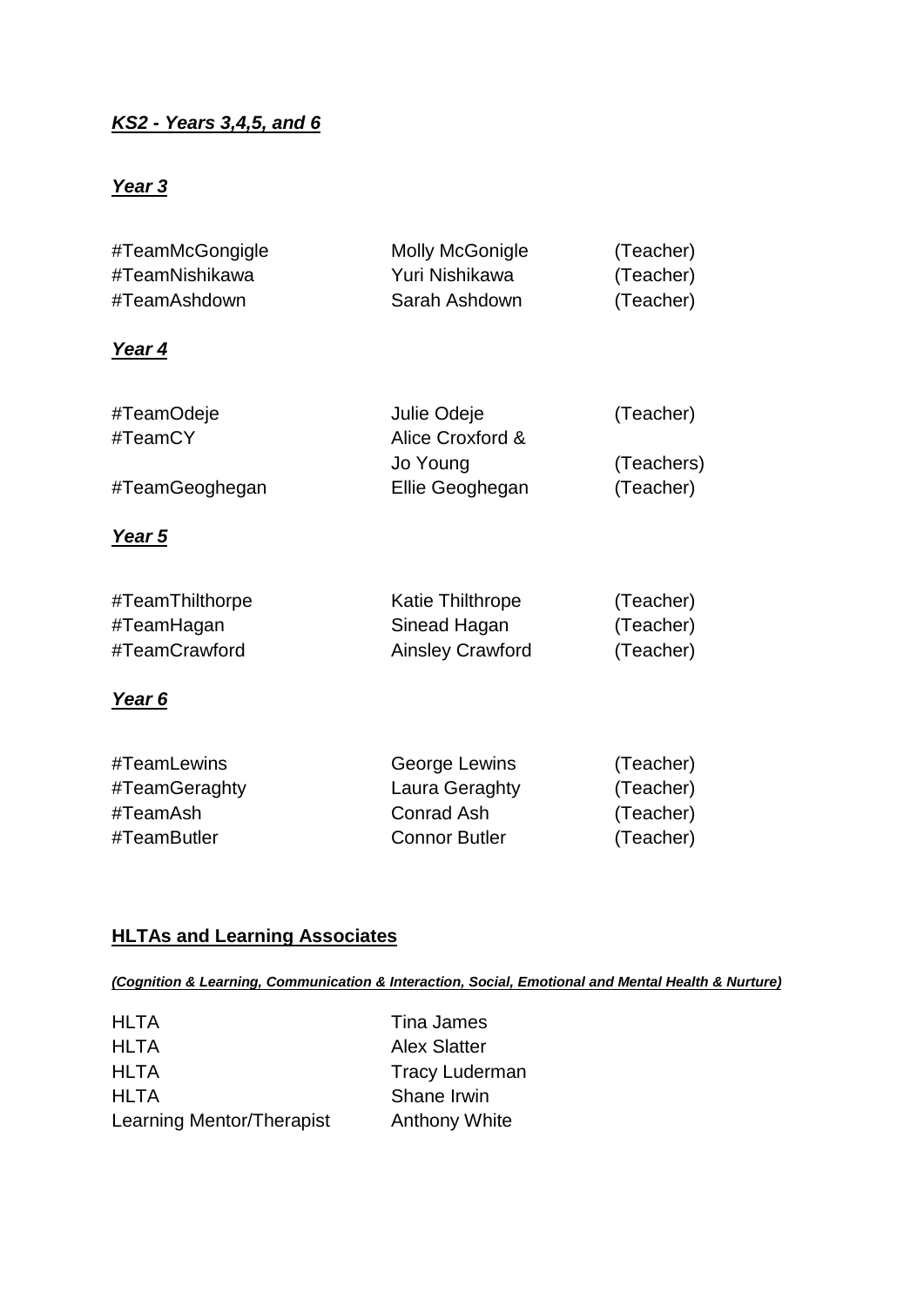## ***KS2 - Years 3,4,5, and 6***

### ***Year 3***

| | | |
|---|---|---|
| #TeamMcGongigle | Molly McGonigle | (Teacher) |
| #TeamNishikawa | Yuri Nishikawa | (Teacher) |
| #TeamAshdown | Sarah Ashdown | (Teacher) |

### ***Year 4***

| | | |
|---|---|---|
| #TeamOdeje | Julie Odeje | (Teacher) |
| #TeamCY | Alice Croxford & Jo Young | (Teachers) |
| #TeamGeoghegan | Ellie Geoghegan | (Teacher) |

### ***Year 5***

| | | |
|---|---|---|
| #TeamThilthorpe | Katie Thilthrope | (Teacher) |
| #TeamHagan | Sinead Hagan | (Teacher) |
| #TeamCrawford | Ainsley Crawford | (Teacher) |

### ***Year 6***

| | | |
|---|---|---|
| #TeamLewins | George Lewins | (Teacher) |
| #TeamGeraghty | Laura Geraghty | (Teacher) |
| #TeamAsh | Conrad Ash | (Teacher) |
| #TeamButler | Connor Butler | (Teacher) |

## **HLTAs and Learning Associates**

***(Cognition & Learning, Communication & Interaction, Social, Emotional and Mental Health & Nurture)***

| | |
|---|---|
| HLTA | Tina James |
| HLTA | Alex Slatter |
| HLTA | Tracy Luderman |
| HLTA | Shane Irwin |
| Learning Mentor/Therapist | Anthony White |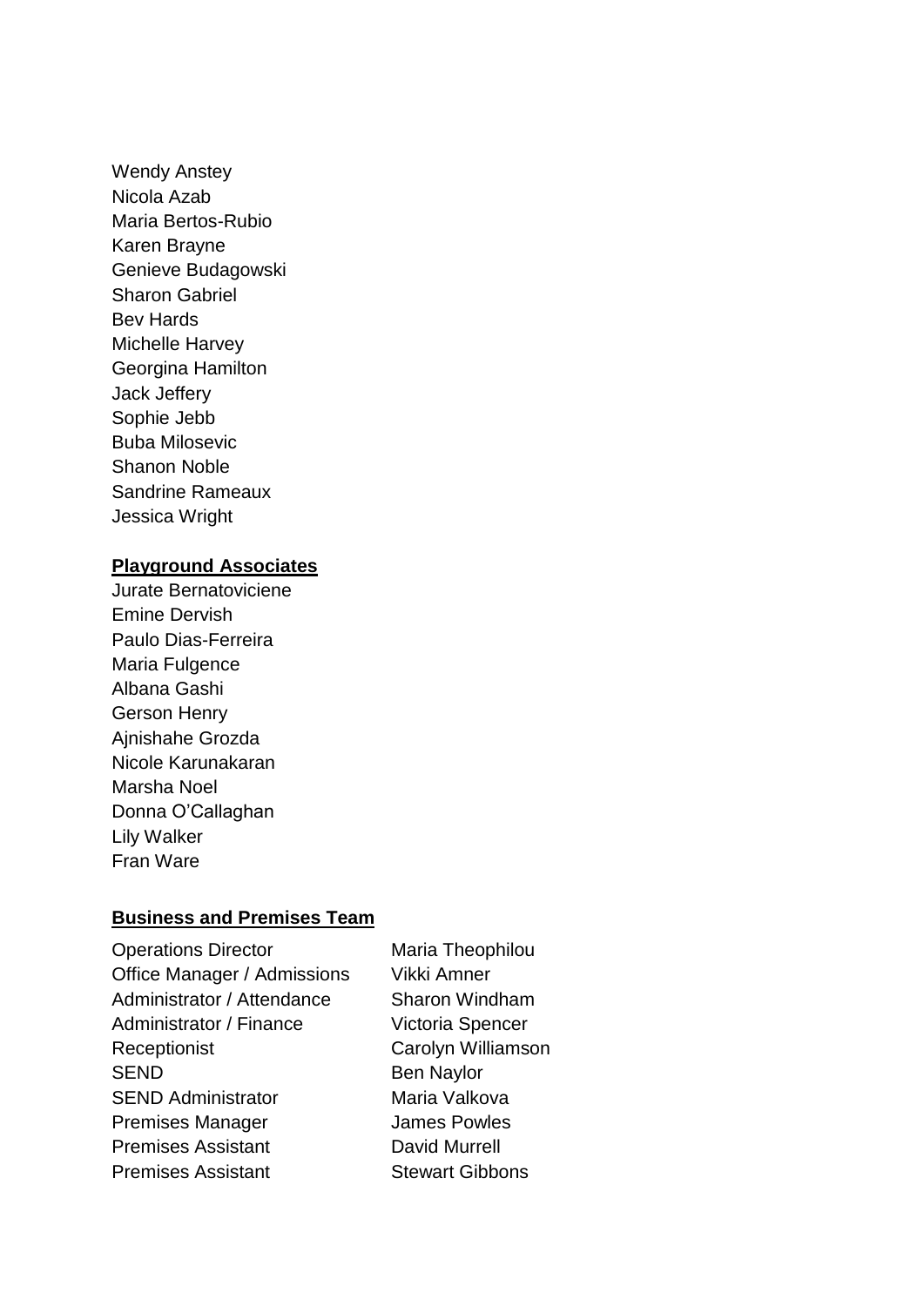Wendy Anstey
Nicola Azab
Maria Bertos-Rubio
Karen Brayne
Genieve Budagowski
Sharon Gabriel
Bev Hards
Michelle Harvey
Georgina Hamilton
Jack Jeffery
Sophie Jebb
Buba Milosevic
Shanon Noble
Sandrine Rameaux
Jessica Wright

**Playground Associates**

Jurate Bernatoviciene
Emine Dervish
Paulo Dias-Ferreira
Maria Fulgence
Albana Gashi
Gerson Henry
Ajnishahe Grozda
Nicole Karunakaran
Marsha Noel
Donna O'Callaghan
Lily Walker
Fran Ware

**Business and Premises Team**

| | |
|---|---|
| Operations Director | Maria Theophilou |
| Office Manager / Admissions | Vikki Amner |
| Administrator / Attendance | Sharon Windham |
| Administrator / Finance | Victoria Spencer |
| Receptionist | Carolyn Williamson |
| SEND | Ben Naylor |
| SEND Administrator | Maria Valkova |
| Premises Manager | James Powles |
| Premises Assistant | David Murrell |
| Premises Assistant | Stewart Gibbons |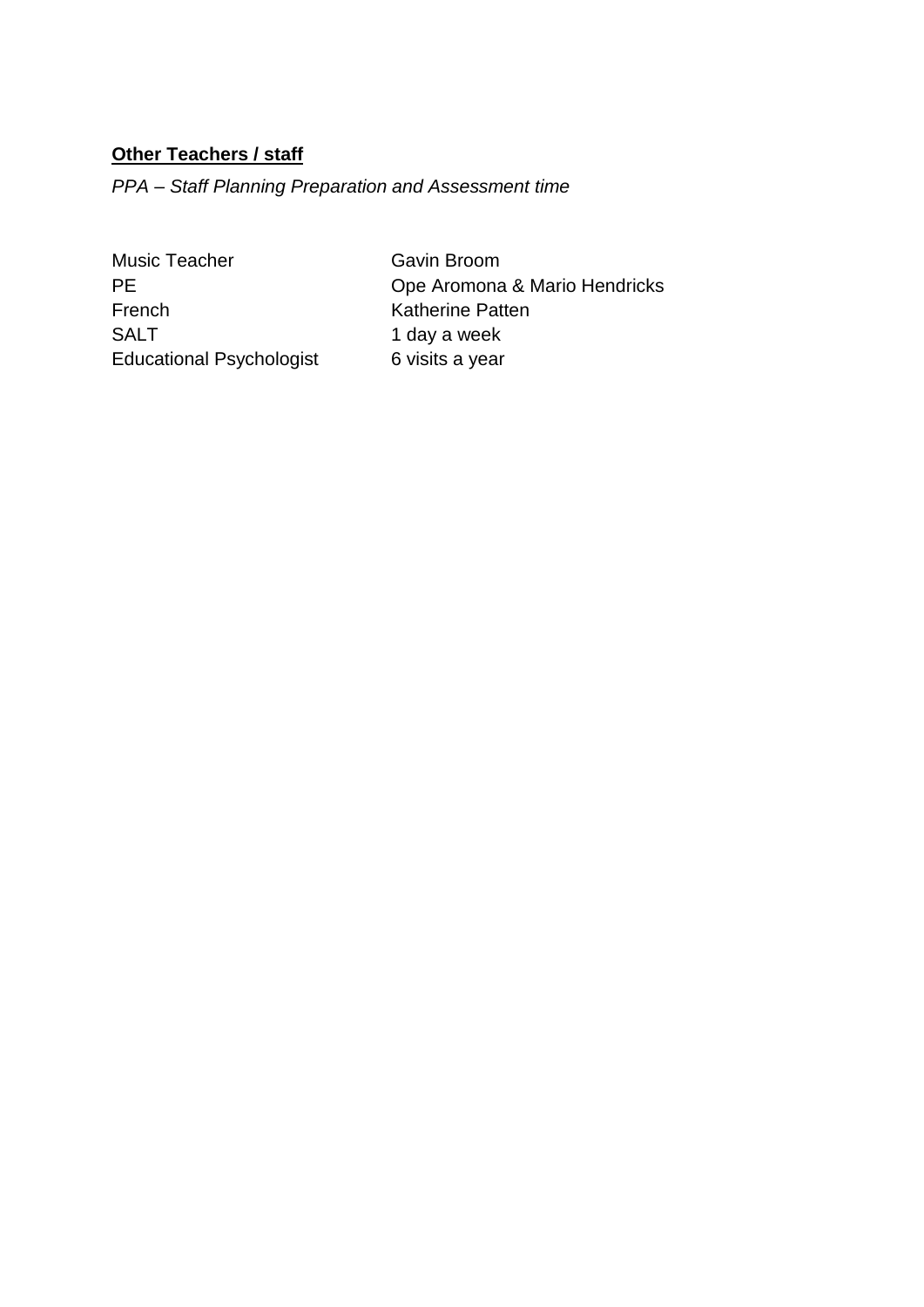**Other Teachers / staff**

*PPA – Staff Planning Preparation and Assessment time*

| | |
|---|---|
| Music Teacher | Gavin Broom |
| PE | Ope Aromona & Mario Hendricks |
| French | Katherine Patten |
| SALT | 1 day a week |
| Educational Psychologist | 6 visits a year |